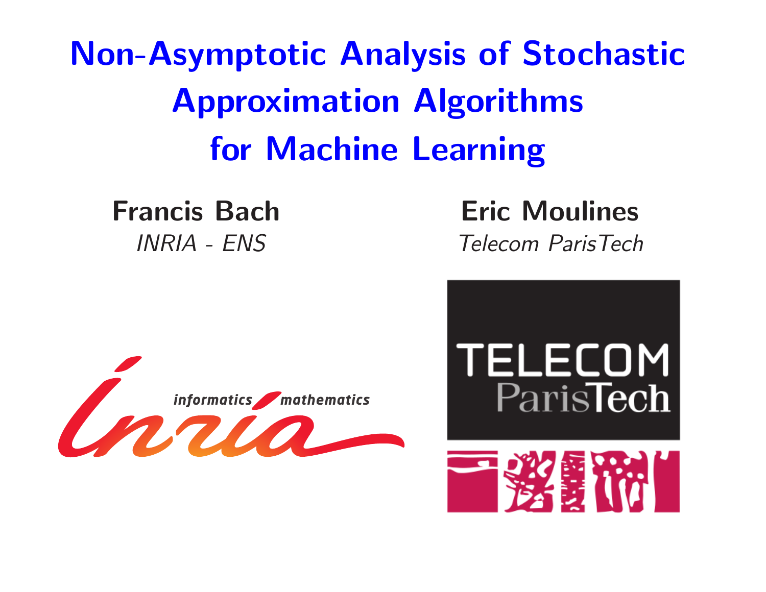# Non-Asymptotic Analysis of Stochastic Approximation Algorithms for Machine Learning

**Francis Bach**
*INRIA - ENS*

**Eric Moulines**
*Telecom ParisTech*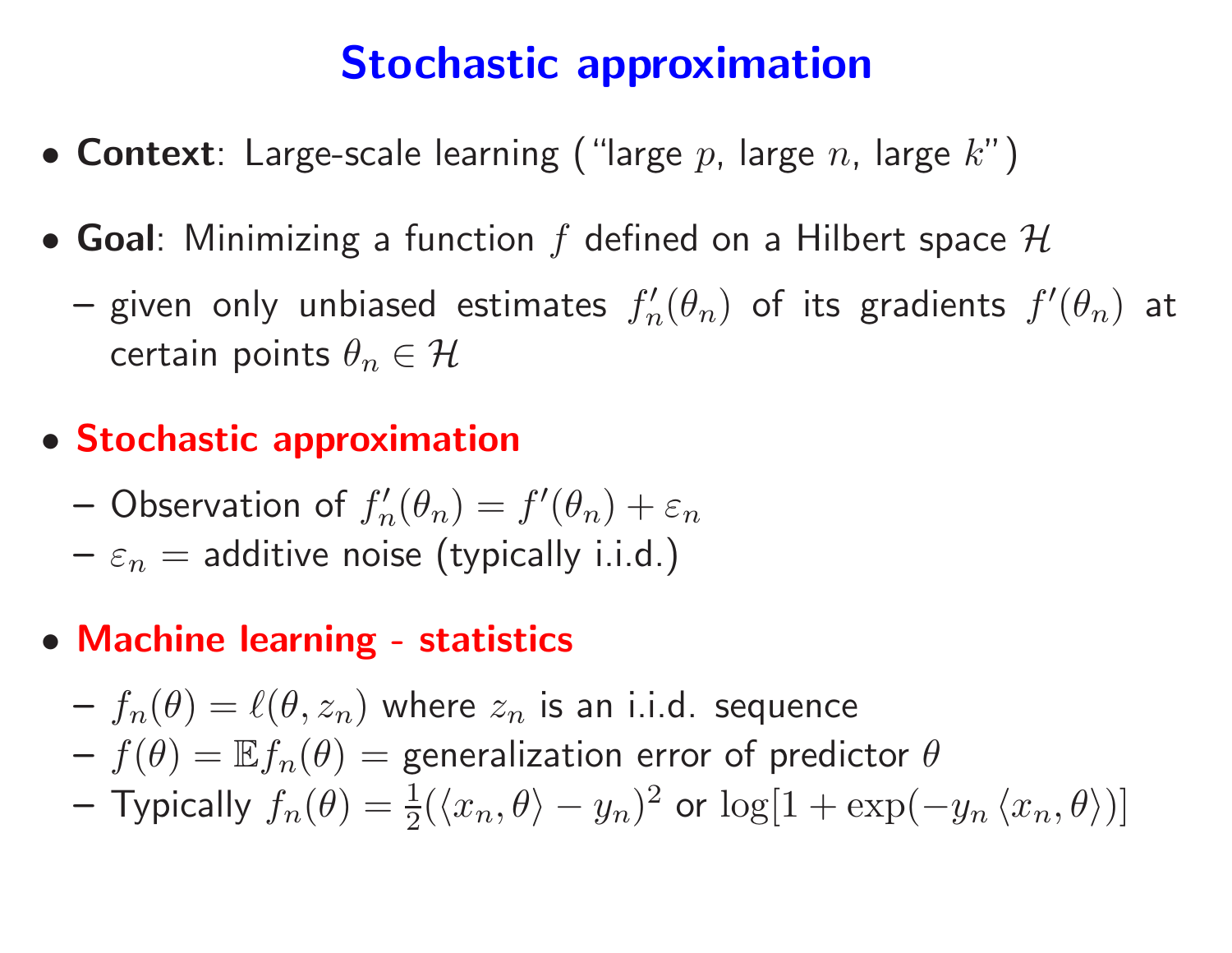# Stochastic approximation

- **Context**: Large-scale learning ("large $p$, large $n$, large $k$")
- **Goal**: Minimizing a function $f$ defined on a Hilbert space $\mathcal{H}$
  - given only unbiased estimates $f_n'(\theta_n)$ of its gradients $f'(\theta_n)$ at certain points $\theta_n \in \mathcal{H}$
- **Stochastic approximation**
  - Observation of $f_n'(\theta_n) = f'(\theta_n) + \varepsilon_n$
  - $\varepsilon_n$ = additive noise (typically i.i.d.)
- **Machine learning - statistics**
  - $f_n(\theta) = \ell(\theta, z_n)$ where $z_n$ is an i.i.d. sequence
  - $f(\theta) = \mathbb{E} f_n(\theta)$ = generalization error of predictor $\theta$
  - Typically $f_n(\theta) = \frac{1}{2}(\langle x_n, \theta \rangle - y_n)^2$ or $\log[1 + \exp(-y_n \langle x_n, \theta \rangle)]$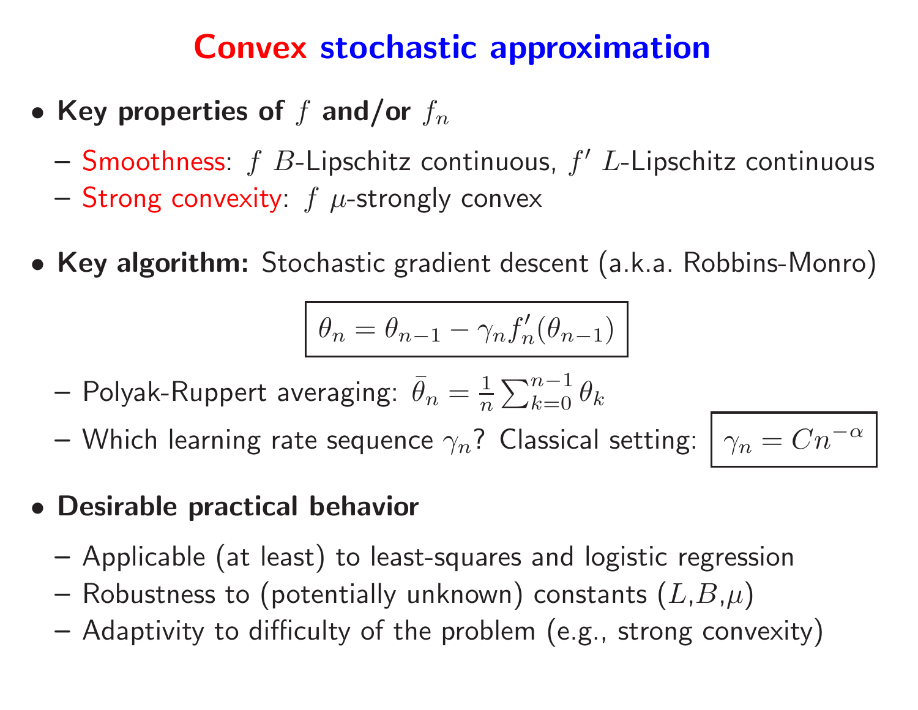# Convex stochastic approximation

- **Key properties of $f$ and/or $f_n$**
  - Smoothness: $f$ $B$-Lipschitz continuous, $f'$ $L$-Lipschitz continuous
  - Strong convexity: $f$ $\mu$-strongly convex

- **Key algorithm:** Stochastic gradient descent (a.k.a. Robbins-Monro)

$$\theta_n = \theta_{n-1} - \gamma_n f_n'(\theta_{n-1})$$

  - Polyak-Ruppert averaging: $\bar{\theta}_n = \frac{1}{n}\sum_{k=0}^{n-1}\theta_k$
  - Which learning rate sequence $\gamma_n$? Classical setting: $\gamma_n = Cn^{-\alpha}$

- **Desirable practical behavior**
  - Applicable (at least) to least-squares and logistic regression
  - Robustness to (potentially unknown) constants ($L$,$B$,$\mu$)
  - Adaptivity to difficulty of the problem (e.g., strong convexity)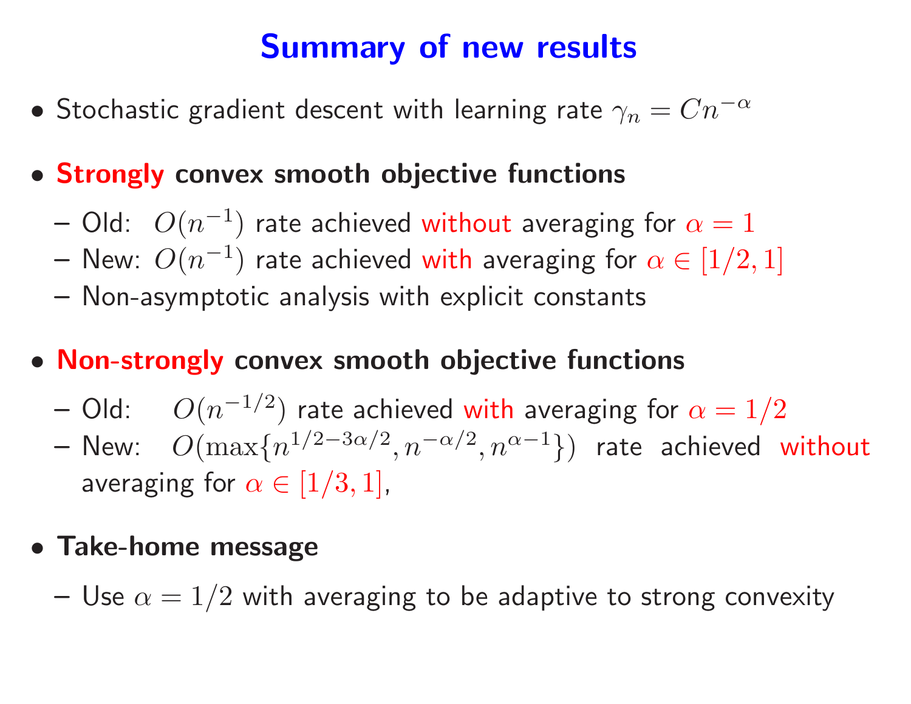# Summary of new results

- Stochastic gradient descent with learning rate $\gamma_n = Cn^{-\alpha}$

- **Strongly convex smooth objective functions**
  - Old: $O(n^{-1})$ rate achieved without averaging for $\alpha = 1$
  - New: $O(n^{-1})$ rate achieved with averaging for $\alpha \in [1/2, 1]$
  - Non-asymptotic analysis with explicit constants

- **Non-strongly convex smooth objective functions**
  - Old: $O(n^{-1/2})$ rate achieved with averaging for $\alpha = 1/2$
  - New: $O(\max\{n^{1/2-3\alpha/2}, n^{-\alpha/2}, n^{\alpha-1}\})$ rate achieved without averaging for $\alpha \in [1/3, 1]$,

- **Take-home message**
  - Use $\alpha = 1/2$ with averaging to be adaptive to strong convexity